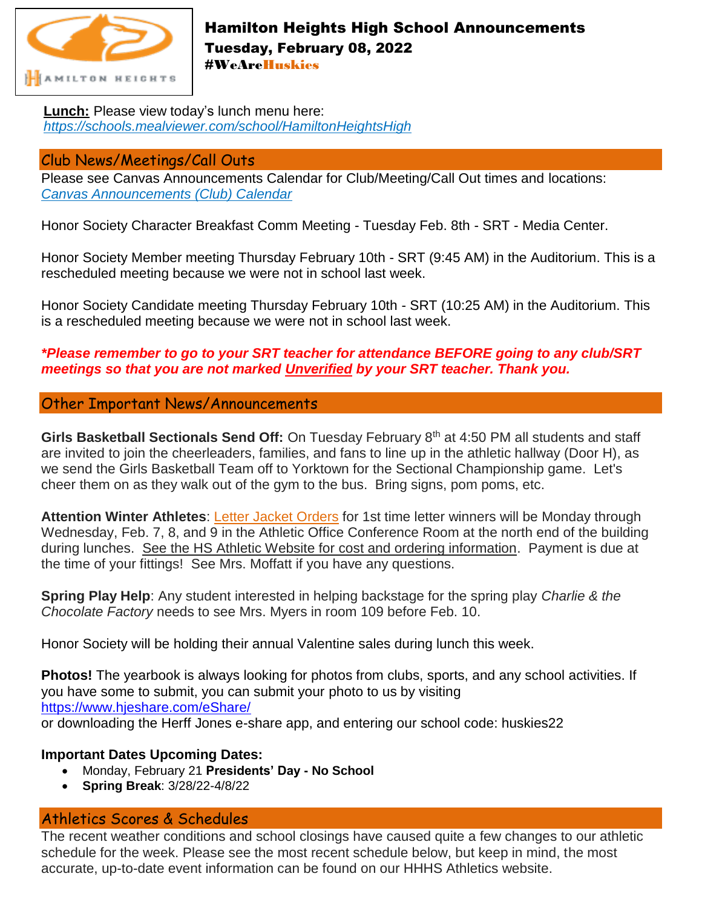# Hamilton Heights High School Announcements

## Tuesday, February 08, 2022

**#WeAreHuskies**

**Lunch:** Please view today's lunch menu here:
*https://schools.mealviewer.com/school/HamiltonHeightsHigh*

## Club News/Meetings/Call Outs

Please see Canvas Announcements Calendar for Club/Meeting/Call Out times and locations:
*Canvas Announcements (Club) Calendar*

Honor Society Character Breakfast Comm Meeting - Tuesday Feb. 8th - SRT - Media Center.

Honor Society Member meeting Thursday February 10th - SRT (9:45 AM) in the Auditorium. This is a rescheduled meeting because we were not in school last week.

Honor Society Candidate meeting Thursday February 10th - SRT (10:25 AM) in the Auditorium. This is a rescheduled meeting because we were not in school last week.

***Please remember to go to your SRT teacher for attendance BEFORE going to any club/SRT meetings so that you are not marked Unverified by your SRT teacher. Thank you.***

## Other Important News/Announcements

**Girls Basketball Sectionals Send Off:** On Tuesday February 8th at 4:50 PM all students and staff are invited to join the cheerleaders, families, and fans to line up in the athletic hallway (Door H), as we send the Girls Basketball Team off to Yorktown for the Sectional Championship game. Let's cheer them on as they walk out of the gym to the bus. Bring signs, pom poms, etc.

**Attention Winter Athletes**: Letter Jacket Orders for 1st time letter winners will be Monday through Wednesday, Feb. 7, 8, and 9 in the Athletic Office Conference Room at the north end of the building during lunches. See the HS Athletic Website for cost and ordering information. Payment is due at the time of your fittings! See Mrs. Moffatt if you have any questions.

**Spring Play Help**: Any student interested in helping backstage for the spring play *Charlie & the Chocolate Factory* needs to see Mrs. Myers in room 109 before Feb. 10.

Honor Society will be holding their annual Valentine sales during lunch this week.

**Photos!** The yearbook is always looking for photos from clubs, sports, and any school activities. If you have some to submit, you can submit your photo to us by visiting
https://www.hjeshare.com/eShare/
or downloading the Herff Jones e-share app, and entering our school code: huskies22

**Important Dates Upcoming Dates:**

- Monday, February 21 **Presidents' Day - No School**
- **Spring Break**: 3/28/22-4/8/22

## Athletics Scores & Schedules

The recent weather conditions and school closings have caused quite a few changes to our athletic schedule for the week. Please see the most recent schedule below, but keep in mind, the most accurate, up-to-date event information can be found on our HHHS Athletics website.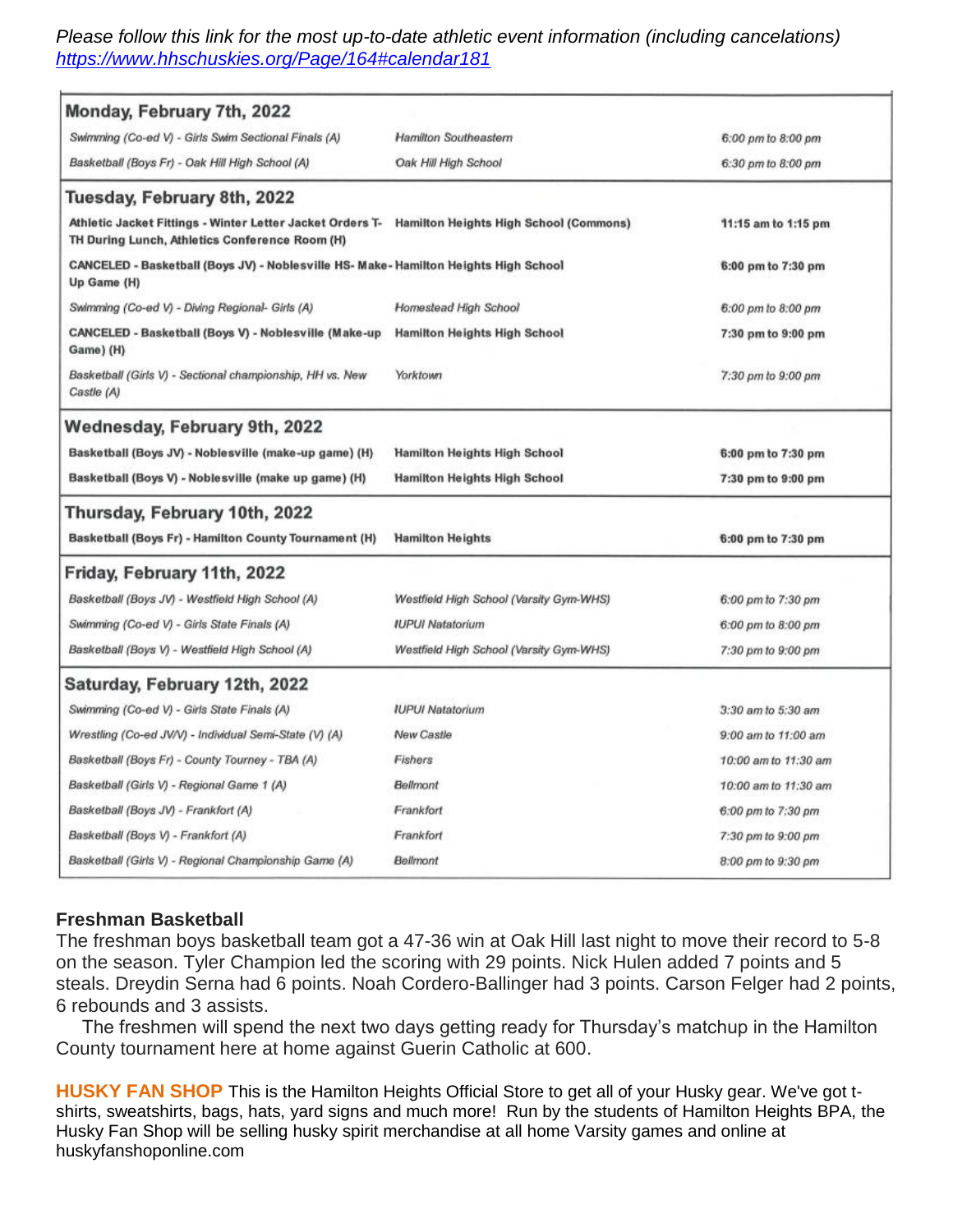*Please follow this link for the most up-to-date athletic event information (including cancelations)*
*https://www.hhschuskies.org/Page/164#calendar181*

| | | |
|---|---|---|
| **Monday, February 7th, 2022** | | |
| *Swimming (Co-ed V) - Girls Swim Sectional Finals (A)* | *Hamilton Southeastern* | *6:00 pm to 8:00 pm* |
| *Basketball (Boys Fr) - Oak Hill High School (A)* | *Oak Hill High School* | *6:30 pm to 8:00 pm* |
| **Tuesday, February 8th, 2022** | | |
| **Athletic Jacket Fittings - Winter Letter Jacket Orders T-TH During Lunch, Athletics Conference Room (H)** | **Hamilton Heights High School (Commons)** | **11:15 am to 1:15 pm** |
| **CANCELED - Basketball (Boys JV) - Noblesville HS- Make-Up Game (H)** | **Hamilton Heights High School** | **6:00 pm to 7:30 pm** |
| *Swimming (Co-ed V) - Diving Regional- Girls (A)* | *Homestead High School* | *6:00 pm to 8:00 pm* |
| **CANCELED - Basketball (Boys V) - Noblesville (Make-up Game) (H)** | **Hamilton Heights High School** | **7:30 pm to 9:00 pm** |
| *Basketball (Girls V) - Sectional championship, HH vs. New Castle (A)* | *Yorktown* | *7:30 pm to 9:00 pm* |
| **Wednesday, February 9th, 2022** | | |
| **Basketball (Boys JV) - Noblesville (make-up game) (H)** | **Hamilton Heights High School** | **6:00 pm to 7:30 pm** |
| **Basketball (Boys V) - Noblesville (make up game) (H)** | **Hamilton Heights High School** | **7:30 pm to 9:00 pm** |
| **Thursday, February 10th, 2022** | | |
| **Basketball (Boys Fr) - Hamilton County Tournament (H)** | **Hamilton Heights** | **6:00 pm to 7:30 pm** |
| **Friday, February 11th, 2022** | | |
| *Basketball (Boys JV) - Westfield High School (A)* | *Westfield High School (Varsity Gym-WHS)* | *6:00 pm to 7:30 pm* |
| *Swimming (Co-ed V) - Girls State Finals (A)* | *IUPUI Natatorium* | *6:00 pm to 8:00 pm* |
| *Basketball (Boys V) - Westfield High School (A)* | *Westfield High School (Varsity Gym-WHS)* | *7:30 pm to 9:00 pm* |
| **Saturday, February 12th, 2022** | | |
| *Swimming (Co-ed V) - Girls State Finals (A)* | *IUPUI Natatorium* | *3:30 am to 5:30 am* |
| *Wrestling (Co-ed JV/V) - Individual Semi-State (V) (A)* | *New Castle* | *9:00 am to 11:00 am* |
| *Basketball (Boys Fr) - County Tourney - TBA (A)* | *Fishers* | *10:00 am to 11:30 am* |
| *Basketball (Girls V) - Regional Game 1 (A)* | *Bellmont* | *10:00 am to 11:30 am* |
| *Basketball (Boys JV) - Frankfort (A)* | *Frankfort* | *6:00 pm to 7:30 pm* |
| *Basketball (Boys V) - Frankfort (A)* | *Frankfort* | *7:30 pm to 9:00 pm* |
| *Basketball (Girls V) - Regional Championship Game (A)* | *Bellmont* | *8:00 pm to 9:30 pm* |

**Freshman Basketball**
The freshman boys basketball team got a 47-36 win at Oak Hill last night to move their record to 5-8 on the season. Tyler Champion led the scoring with 29 points. Nick Hulen added 7 points and 5 steals. Dreydin Serna had 6 points. Noah Cordero-Ballinger had 3 points. Carson Felger had 2 points, 6 rebounds and 3 assists.

The freshmen will spend the next two days getting ready for Thursday's matchup in the Hamilton County tournament here at home against Guerin Catholic at 600.

**HUSKY FAN SHOP** This is the Hamilton Heights Official Store to get all of your Husky gear. We've got t-shirts, sweatshirts, bags, hats, yard signs and much more! Run by the students of Hamilton Heights BPA, the Husky Fan Shop will be selling husky spirit merchandise at all home Varsity games and online at huskyfanshoponline.com